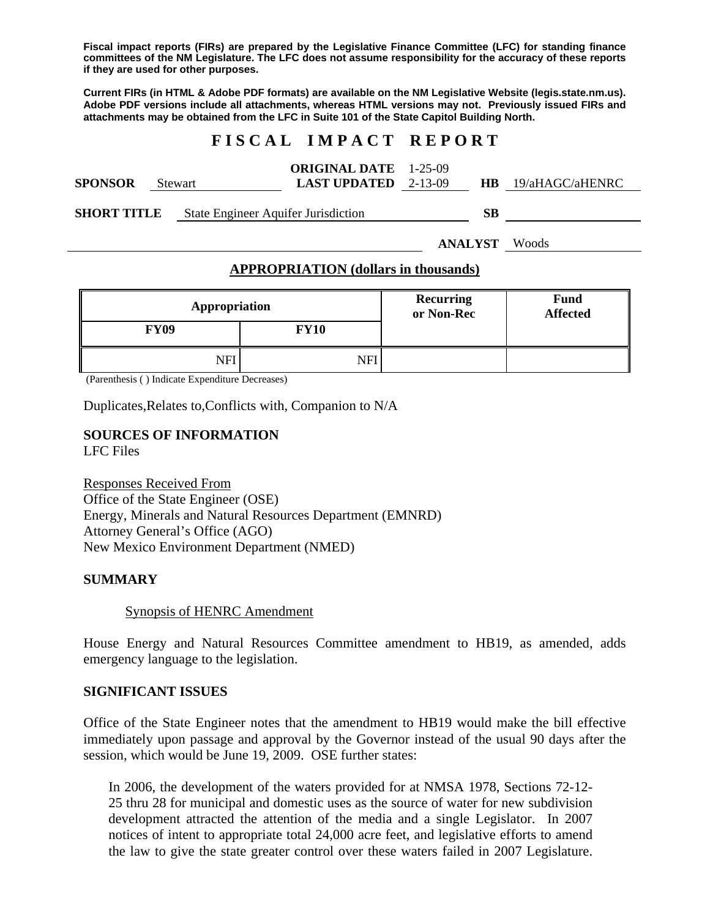**Fiscal impact reports (FIRs) are prepared by the Legislative Finance Committee (LFC) for standing finance committees of the NM Legislature. The LFC does not assume responsibility for the accuracy of these reports if they are used for other purposes.**

**Current FIRs (in HTML & Adobe PDF formats) are available on the NM Legislative Website (legis.state.nm.us). Adobe PDF versions include all attachments, whereas HTML versions may not. Previously issued FIRs and attachments may be obtained from the LFC in Suite 101 of the State Capitol Building North.**

# F I S C A L   I M P A C T   R E P O R T

**SPONSOR** Stewart **ORIGINAL DATE** 1-25-09 **LAST UPDATED** 2-13-09 **HB** 19/aHAGC/aHENRC

**SHORT TITLE** State Engineer Aquifer Jurisdiction **SB**

**ANALYST** Woods

## APPROPRIATION (dollars in thousands)

| Appropriation | | Recurring or Non-Rec | Fund Affected |
|---|---|---|---|
| **FY09** | **FY10** | | |
| NFI | NFI | | |

(Parenthesis ( ) Indicate Expenditure Decreases)

Duplicates,Relates to,Conflicts with, Companion to N/A

**SOURCES OF INFORMATION**
LFC Files

Responses Received From
Office of the State Engineer (OSE)
Energy, Minerals and Natural Resources Department (EMNRD)
Attorney General's Office (AGO)
New Mexico Environment Department (NMED)

**SUMMARY**

Synopsis of HENRC Amendment

House Energy and Natural Resources Committee amendment to HB19, as amended, adds emergency language to the legislation.

**SIGNIFICANT ISSUES**

Office of the State Engineer notes that the amendment to HB19 would make the bill effective immediately upon passage and approval by the Governor instead of the usual 90 days after the session, which would be June 19, 2009. OSE further states:

> In 2006, the development of the waters provided for at NMSA 1978, Sections 72-12-25 thru 28 for municipal and domestic uses as the source of water for new subdivision development attracted the attention of the media and a single Legislator. In 2007 notices of intent to appropriate total 24,000 acre feet, and legislative efforts to amend the law to give the state greater control over these waters failed in 2007 Legislature.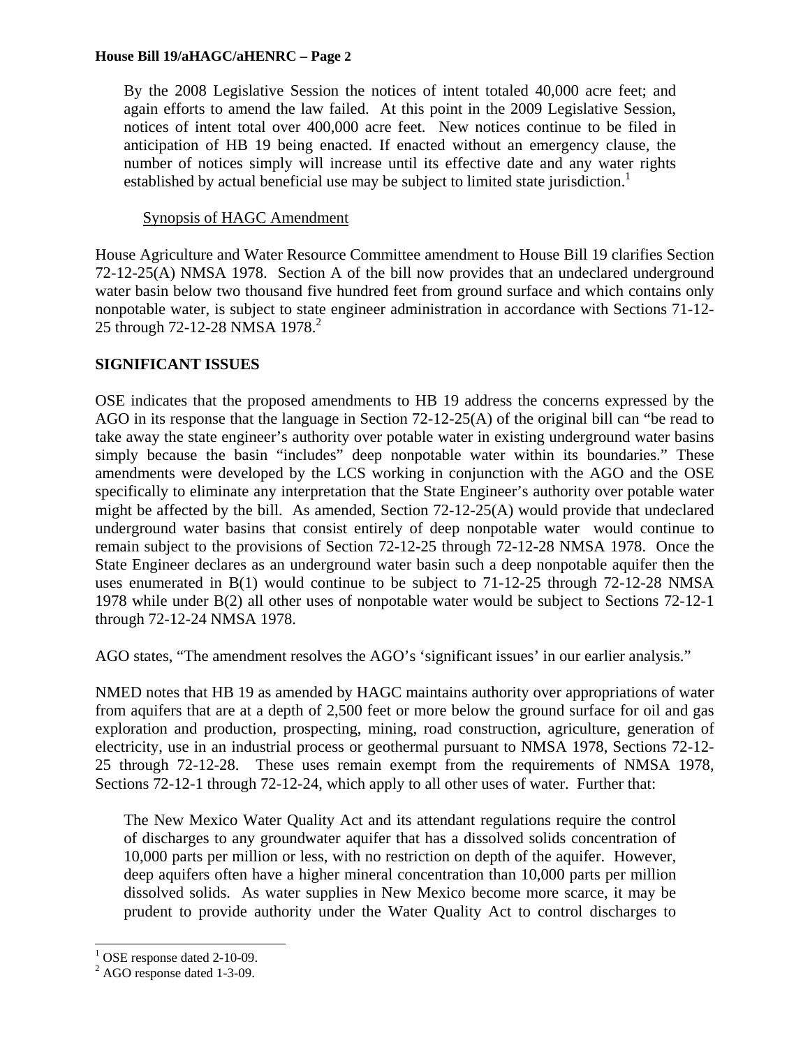By the 2008 Legislative Session the notices of intent totaled 40,000 acre feet; and again efforts to amend the law failed. At this point in the 2009 Legislative Session, notices of intent total over 400,000 acre feet. New notices continue to be filed in anticipation of HB 19 being enacted. If enacted without an emergency clause, the number of notices simply will increase until its effective date and any water rights established by actual beneficial use may be subject to limited state jurisdiction.[1]

Synopsis of HAGC Amendment

House Agriculture and Water Resource Committee amendment to House Bill 19 clarifies Section 72-12-25(A) NMSA 1978. Section A of the bill now provides that an undeclared underground water basin below two thousand five hundred feet from ground surface and which contains only nonpotable water, is subject to state engineer administration in accordance with Sections 71-12-25 through 72-12-28 NMSA 1978.[2]

## SIGNIFICANT ISSUES

OSE indicates that the proposed amendments to HB 19 address the concerns expressed by the AGO in its response that the language in Section 72-12-25(A) of the original bill can "be read to take away the state engineer's authority over potable water in existing underground water basins simply because the basin "includes" deep nonpotable water within its boundaries." These amendments were developed by the LCS working in conjunction with the AGO and the OSE specifically to eliminate any interpretation that the State Engineer's authority over potable water might be affected by the bill. As amended, Section 72-12-25(A) would provide that undeclared underground water basins that consist entirely of deep nonpotable water would continue to remain subject to the provisions of Section 72-12-25 through 72-12-28 NMSA 1978. Once the State Engineer declares as an underground water basin such a deep nonpotable aquifer then the uses enumerated in B(1) would continue to be subject to 71-12-25 through 72-12-28 NMSA 1978 while under B(2) all other uses of nonpotable water would be subject to Sections 72-12-1 through 72-12-24 NMSA 1978.

AGO states, "The amendment resolves the AGO's 'significant issues' in our earlier analysis."

NMED notes that HB 19 as amended by HAGC maintains authority over appropriations of water from aquifers that are at a depth of 2,500 feet or more below the ground surface for oil and gas exploration and production, prospecting, mining, road construction, agriculture, generation of electricity, use in an industrial process or geothermal pursuant to NMSA 1978, Sections 72-12-25 through 72-12-28. These uses remain exempt from the requirements of NMSA 1978, Sections 72-12-1 through 72-12-24, which apply to all other uses of water. Further that:

> The New Mexico Water Quality Act and its attendant regulations require the control of discharges to any groundwater aquifer that has a dissolved solids concentration of 10,000 parts per million or less, with no restriction on depth of the aquifer. However, deep aquifers often have a higher mineral concentration than 10,000 parts per million dissolved solids. As water supplies in New Mexico become more scarce, it may be prudent to provide authority under the Water Quality Act to control discharges to

[1] OSE response dated 2-10-09.
[2] AGO response dated 1-3-09.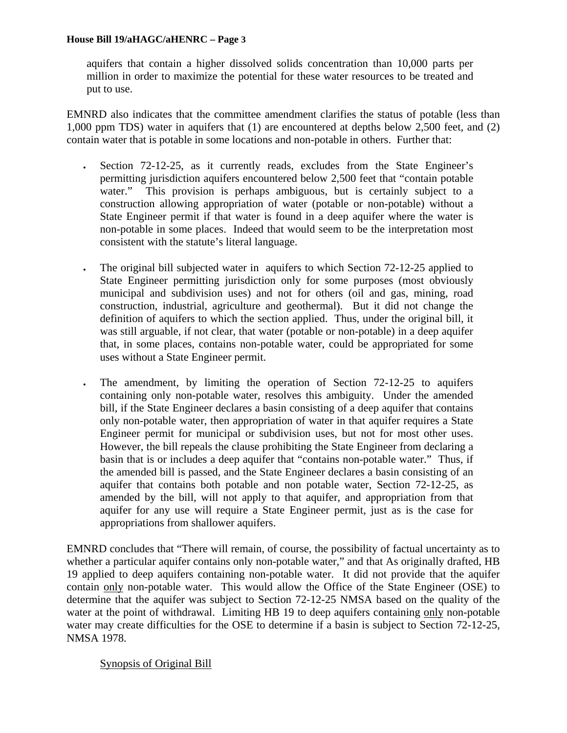aquifers that contain a higher dissolved solids concentration than 10,000 parts per million in order to maximize the potential for these water resources to be treated and put to use.

EMNRD also indicates that the committee amendment clarifies the status of potable (less than 1,000 ppm TDS) water in aquifers that (1) are encountered at depths below 2,500 feet, and (2) contain water that is potable in some locations and non-potable in others. Further that:

- Section 72-12-25, as it currently reads, excludes from the State Engineer's permitting jurisdiction aquifers encountered below 2,500 feet that "contain potable water." This provision is perhaps ambiguous, but is certainly subject to a construction allowing appropriation of water (potable or non-potable) without a State Engineer permit if that water is found in a deep aquifer where the water is non-potable in some places. Indeed that would seem to be the interpretation most consistent with the statute's literal language.

- The original bill subjected water in aquifers to which Section 72-12-25 applied to State Engineer permitting jurisdiction only for some purposes (most obviously municipal and subdivision uses) and not for others (oil and gas, mining, road construction, industrial, agriculture and geothermal). But it did not change the definition of aquifers to which the section applied. Thus, under the original bill, it was still arguable, if not clear, that water (potable or non-potable) in a deep aquifer that, in some places, contains non-potable water, could be appropriated for some uses without a State Engineer permit.

- The amendment, by limiting the operation of Section 72-12-25 to aquifers containing only non-potable water, resolves this ambiguity. Under the amended bill, if the State Engineer declares a basin consisting of a deep aquifer that contains only non-potable water, then appropriation of water in that aquifer requires a State Engineer permit for municipal or subdivision uses, but not for most other uses. However, the bill repeals the clause prohibiting the State Engineer from declaring a basin that is or includes a deep aquifer that "contains non-potable water." Thus, if the amended bill is passed, and the State Engineer declares a basin consisting of an aquifer that contains both potable and non potable water, Section 72-12-25, as amended by the bill, will not apply to that aquifer, and appropriation from that aquifer for any use will require a State Engineer permit, just as is the case for appropriations from shallower aquifers.

EMNRD concludes that "There will remain, of course, the possibility of factual uncertainty as to whether a particular aquifer contains only non-potable water," and that As originally drafted, HB 19 applied to deep aquifers containing non-potable water. It did not provide that the aquifer contain only non-potable water. This would allow the Office of the State Engineer (OSE) to determine that the aquifer was subject to Section 72-12-25 NMSA based on the quality of the water at the point of withdrawal. Limiting HB 19 to deep aquifers containing only non-potable water may create difficulties for the OSE to determine if a basin is subject to Section 72-12-25, NMSA 1978.

Synopsis of Original Bill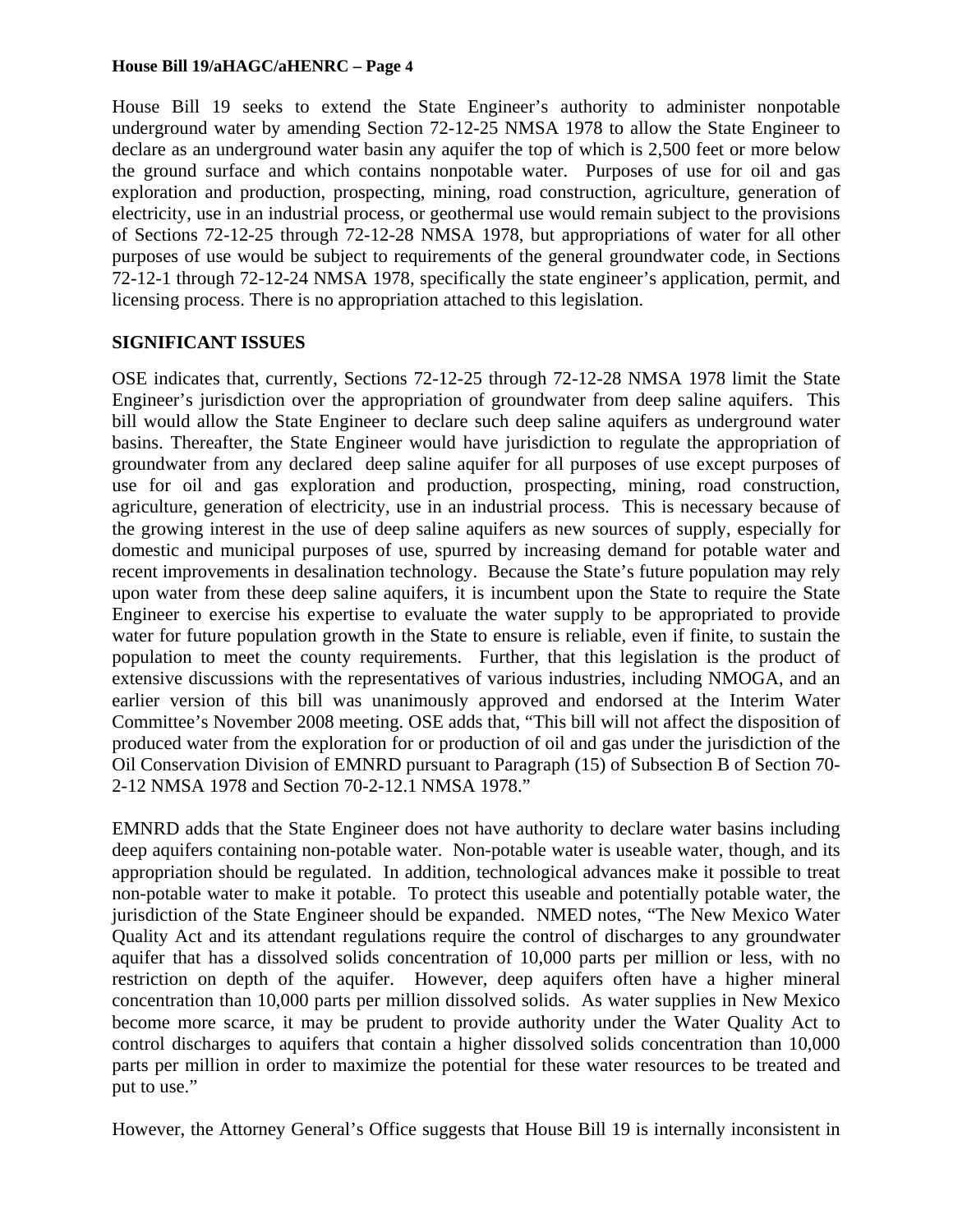House Bill 19 seeks to extend the State Engineer's authority to administer nonpotable underground water by amending Section 72-12-25 NMSA 1978 to allow the State Engineer to declare as an underground water basin any aquifer the top of which is 2,500 feet or more below the ground surface and which contains nonpotable water. Purposes of use for oil and gas exploration and production, prospecting, mining, road construction, agriculture, generation of electricity, use in an industrial process, or geothermal use would remain subject to the provisions of Sections 72-12-25 through 72-12-28 NMSA 1978, but appropriations of water for all other purposes of use would be subject to requirements of the general groundwater code, in Sections 72-12-1 through 72-12-24 NMSA 1978, specifically the state engineer's application, permit, and licensing process. There is no appropriation attached to this legislation.

## SIGNIFICANT ISSUES

OSE indicates that, currently, Sections 72-12-25 through 72-12-28 NMSA 1978 limit the State Engineer's jurisdiction over the appropriation of groundwater from deep saline aquifers. This bill would allow the State Engineer to declare such deep saline aquifers as underground water basins. Thereafter, the State Engineer would have jurisdiction to regulate the appropriation of groundwater from any declared deep saline aquifer for all purposes of use except purposes of use for oil and gas exploration and production, prospecting, mining, road construction, agriculture, generation of electricity, use in an industrial process. This is necessary because of the growing interest in the use of deep saline aquifers as new sources of supply, especially for domestic and municipal purposes of use, spurred by increasing demand for potable water and recent improvements in desalination technology. Because the State's future population may rely upon water from these deep saline aquifers, it is incumbent upon the State to require the State Engineer to exercise his expertise to evaluate the water supply to be appropriated to provide water for future population growth in the State to ensure is reliable, even if finite, to sustain the population to meet the county requirements. Further, that this legislation is the product of extensive discussions with the representatives of various industries, including NMOGA, and an earlier version of this bill was unanimously approved and endorsed at the Interim Water Committee's November 2008 meeting. OSE adds that, "This bill will not affect the disposition of produced water from the exploration for or production of oil and gas under the jurisdiction of the Oil Conservation Division of EMNRD pursuant to Paragraph (15) of Subsection B of Section 70-2-12 NMSA 1978 and Section 70-2-12.1 NMSA 1978."

EMNRD adds that the State Engineer does not have authority to declare water basins including deep aquifers containing non-potable water. Non-potable water is useable water, though, and its appropriation should be regulated. In addition, technological advances make it possible to treat non-potable water to make it potable. To protect this useable and potentially potable water, the jurisdiction of the State Engineer should be expanded. NMED notes, "The New Mexico Water Quality Act and its attendant regulations require the control of discharges to any groundwater aquifer that has a dissolved solids concentration of 10,000 parts per million or less, with no restriction on depth of the aquifer. However, deep aquifers often have a higher mineral concentration than 10,000 parts per million dissolved solids. As water supplies in New Mexico become more scarce, it may be prudent to provide authority under the Water Quality Act to control discharges to aquifers that contain a higher dissolved solids concentration than 10,000 parts per million in order to maximize the potential for these water resources to be treated and put to use."

However, the Attorney General's Office suggests that House Bill 19 is internally inconsistent in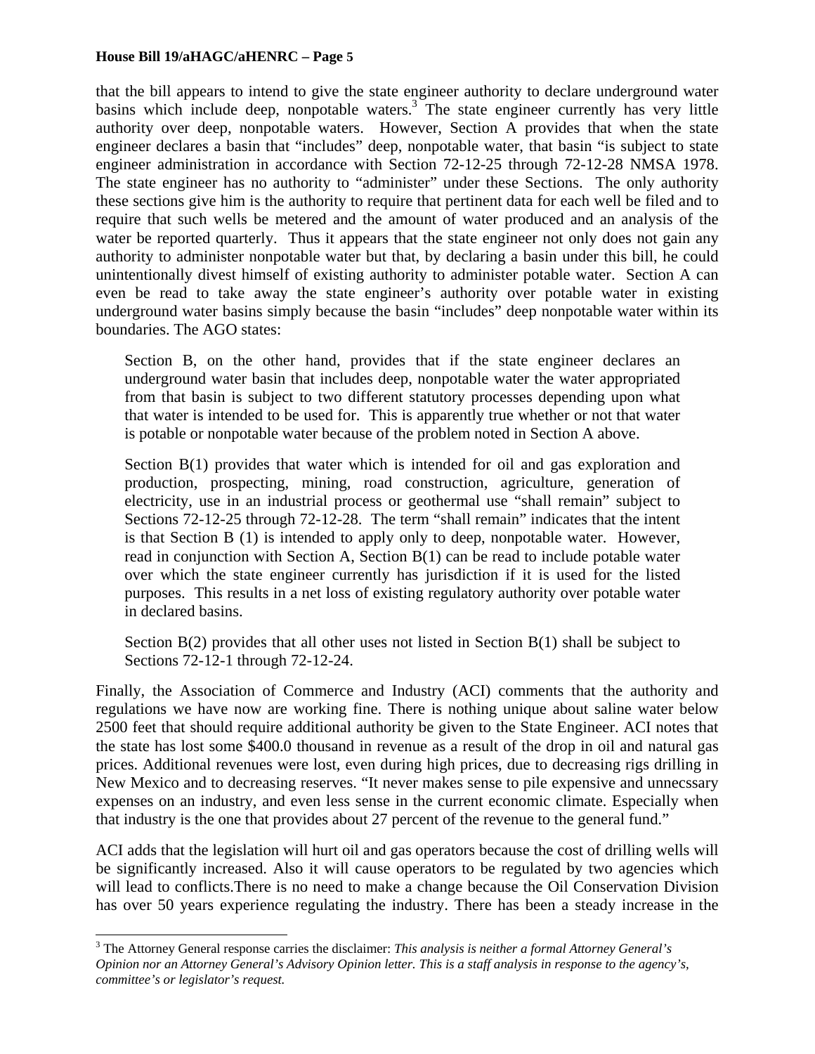that the bill appears to intend to give the state engineer authority to declare underground water basins which include deep, nonpotable waters.[3] The state engineer currently has very little authority over deep, nonpotable waters. However, Section A provides that when the state engineer declares a basin that "includes" deep, nonpotable water, that basin "is subject to state engineer administration in accordance with Section 72-12-25 through 72-12-28 NMSA 1978. The state engineer has no authority to "administer" under these Sections. The only authority these sections give him is the authority to require that pertinent data for each well be filed and to require that such wells be metered and the amount of water produced and an analysis of the water be reported quarterly. Thus it appears that the state engineer not only does not gain any authority to administer nonpotable water but that, by declaring a basin under this bill, he could unintentionally divest himself of existing authority to administer potable water. Section A can even be read to take away the state engineer's authority over potable water in existing underground water basins simply because the basin "includes" deep nonpotable water within its boundaries. The AGO states:

> Section B, on the other hand, provides that if the state engineer declares an underground water basin that includes deep, nonpotable water the water appropriated from that basin is subject to two different statutory processes depending upon what that water is intended to be used for. This is apparently true whether or not that water is potable or nonpotable water because of the problem noted in Section A above.
>
> Section B(1) provides that water which is intended for oil and gas exploration and production, prospecting, mining, road construction, agriculture, generation of electricity, use in an industrial process or geothermal use "shall remain" subject to Sections 72-12-25 through 72-12-28. The term "shall remain" indicates that the intent is that Section B (1) is intended to apply only to deep, nonpotable water. However, read in conjunction with Section A, Section B(1) can be read to include potable water over which the state engineer currently has jurisdiction if it is used for the listed purposes. This results in a net loss of existing regulatory authority over potable water in declared basins.
>
> Section B(2) provides that all other uses not listed in Section B(1) shall be subject to Sections 72-12-1 through 72-12-24.

Finally, the Association of Commerce and Industry (ACI) comments that the authority and regulations we have now are working fine. There is nothing unique about saline water below 2500 feet that should require additional authority be given to the State Engineer. ACI notes that the state has lost some $400.0 thousand in revenue as a result of the drop in oil and natural gas prices. Additional revenues were lost, even during high prices, due to decreasing rigs drilling in New Mexico and to decreasing reserves. "It never makes sense to pile expensive and unnecssary expenses on an industry, and even less sense in the current economic climate. Especially when that industry is the one that provides about 27 percent of the revenue to the general fund."

ACI adds that the legislation will hurt oil and gas operators because the cost of drilling wells will be significantly increased. Also it will cause operators to be regulated by two agencies which will lead to conflicts.There is no need to make a change because the Oil Conservation Division has over 50 years experience regulating the industry. There has been a steady increase in the

[3] The Attorney General response carries the disclaimer: *This analysis is neither a formal Attorney General's Opinion nor an Attorney General's Advisory Opinion letter. This is a staff analysis in response to the agency's, committee's or legislator's request.*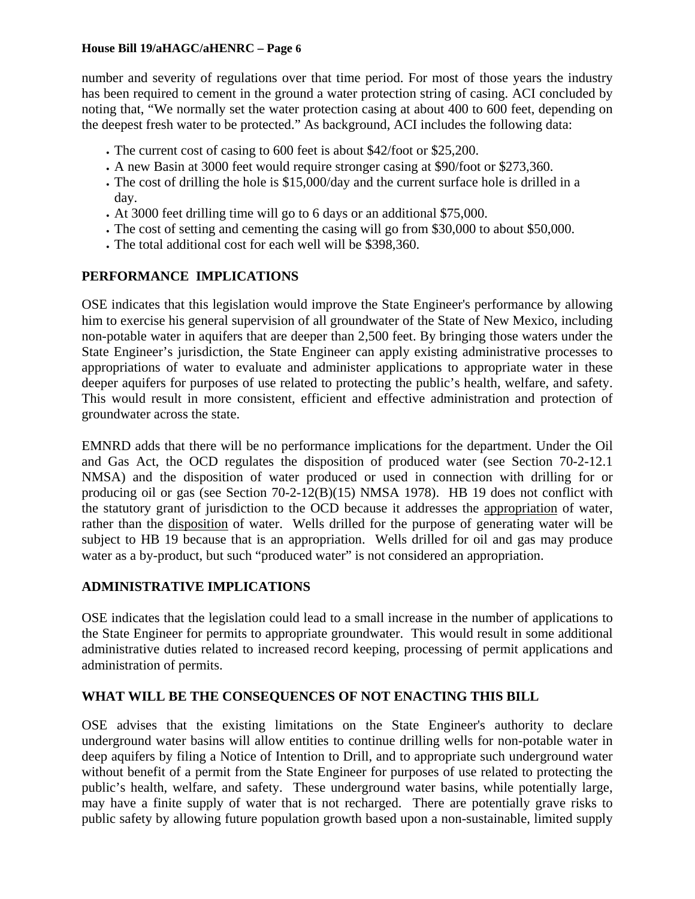number and severity of regulations over that time period. For most of those years the industry has been required to cement in the ground a water protection string of casing. ACI concluded by noting that, "We normally set the water protection casing at about 400 to 600 feet, depending on the deepest fresh water to be protected." As background, ACI includes the following data:

- The current cost of casing to 600 feet is about $42/foot or $25,200.
- A new Basin at 3000 feet would require stronger casing at $90/foot or $273,360.
- The cost of drilling the hole is $15,000/day and the current surface hole is drilled in a day.
- At 3000 feet drilling time will go to 6 days or an additional $75,000.
- The cost of setting and cementing the casing will go from $30,000 to about $50,000.
- The total additional cost for each well will be $398,360.

## PERFORMANCE IMPLICATIONS

OSE indicates that this legislation would improve the State Engineer's performance by allowing him to exercise his general supervision of all groundwater of the State of New Mexico, including non-potable water in aquifers that are deeper than 2,500 feet. By bringing those waters under the State Engineer's jurisdiction, the State Engineer can apply existing administrative processes to appropriations of water to evaluate and administer applications to appropriate water in these deeper aquifers for purposes of use related to protecting the public's health, welfare, and safety. This would result in more consistent, efficient and effective administration and protection of groundwater across the state.

EMNRD adds that there will be no performance implications for the department. Under the Oil and Gas Act, the OCD regulates the disposition of produced water (see Section 70-2-12.1 NMSA) and the disposition of water produced or used in connection with drilling for or producing oil or gas (see Section 70-2-12(B)(15) NMSA 1978). HB 19 does not conflict with the statutory grant of jurisdiction to the OCD because it addresses the appropriation of water, rather than the disposition of water. Wells drilled for the purpose of generating water will be subject to HB 19 because that is an appropriation. Wells drilled for oil and gas may produce water as a by-product, but such "produced water" is not considered an appropriation.

## ADMINISTRATIVE IMPLICATIONS

OSE indicates that the legislation could lead to a small increase in the number of applications to the State Engineer for permits to appropriate groundwater. This would result in some additional administrative duties related to increased record keeping, processing of permit applications and administration of permits.

## WHAT WILL BE THE CONSEQUENCES OF NOT ENACTING THIS BILL

OSE advises that the existing limitations on the State Engineer's authority to declare underground water basins will allow entities to continue drilling wells for non-potable water in deep aquifers by filing a Notice of Intention to Drill, and to appropriate such underground water without benefit of a permit from the State Engineer for purposes of use related to protecting the public's health, welfare, and safety. These underground water basins, while potentially large, may have a finite supply of water that is not recharged. There are potentially grave risks to public safety by allowing future population growth based upon a non-sustainable, limited supply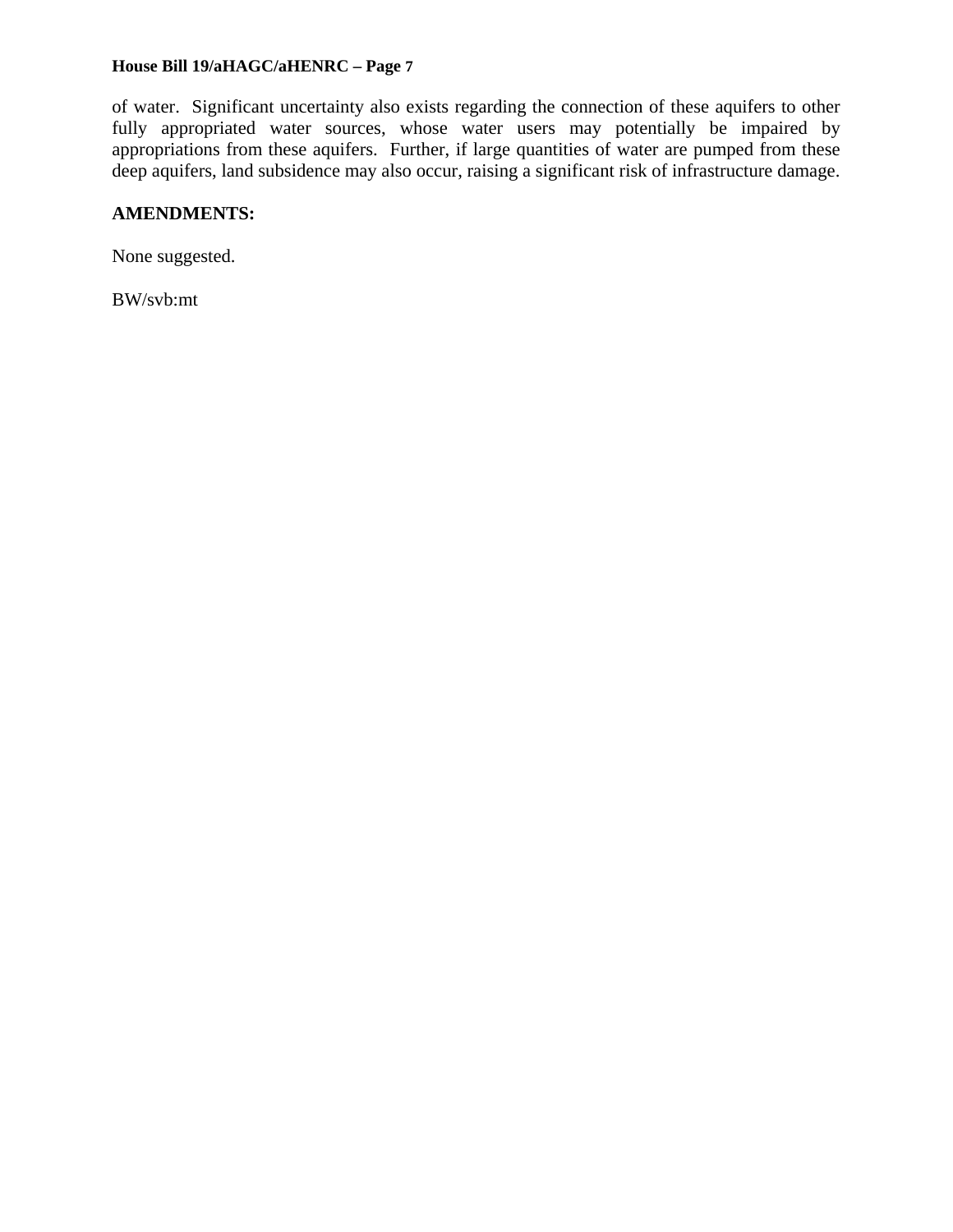of water. Significant uncertainty also exists regarding the connection of these aquifers to other fully appropriated water sources, whose water users may potentially be impaired by appropriations from these aquifers. Further, if large quantities of water are pumped from these deep aquifers, land subsidence may also occur, raising a significant risk of infrastructure damage.

**AMENDMENTS:**

None suggested.

BW/svb:mt